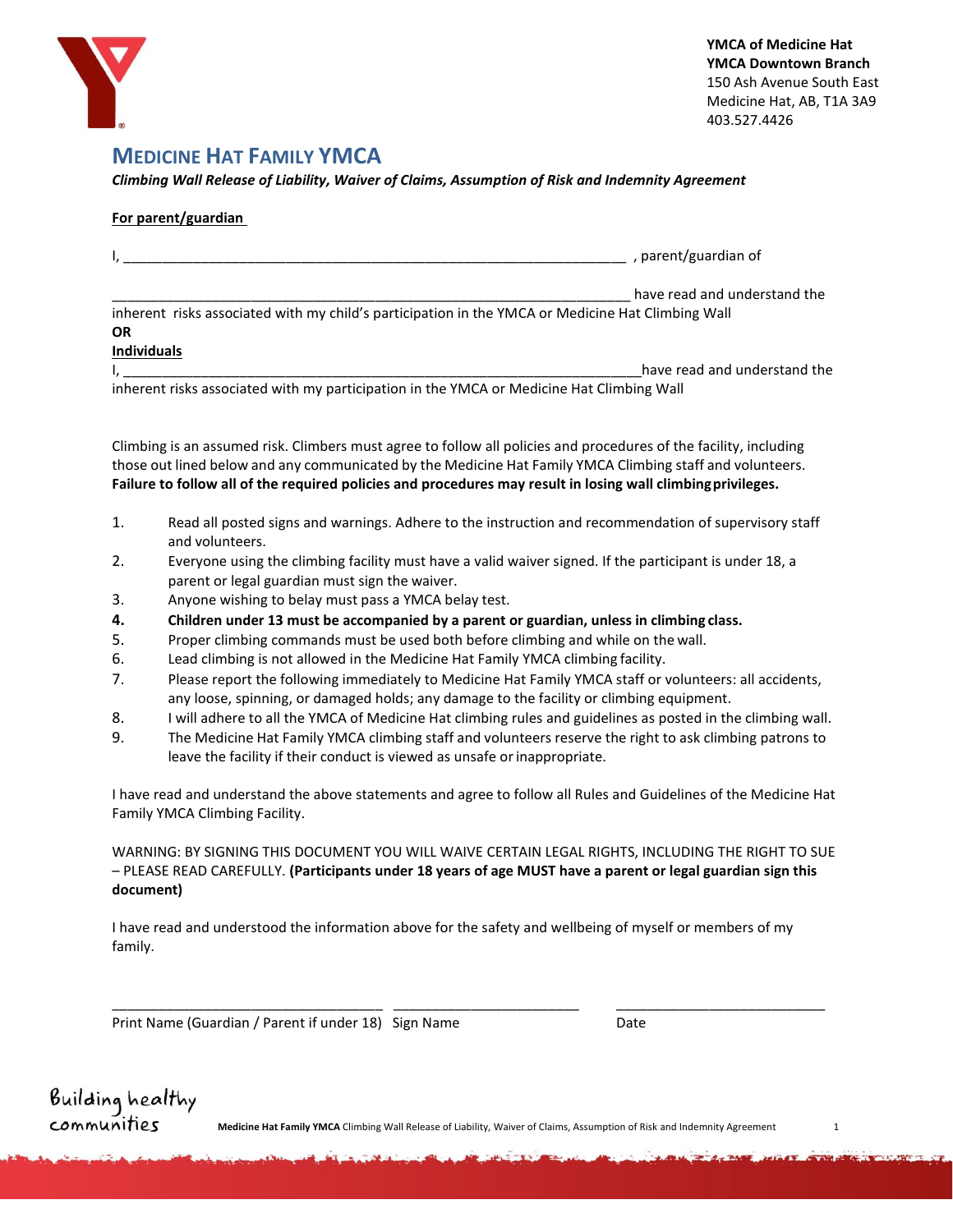YMCA of Medicine Hat
**YMCA Downtown Branch**
150 Ash Avenue South East
Medicine Hat, AB, T1A 3A9
403.527.4426

# MEDICINE HAT FAMILY YMCA

***Climbing Wall Release of Liability, Waiver of Claims, Assumption of Risk and Indemnity Agreement***

**For parent/guardian**

I, _______________________________________________________________ , parent/guardian of

_________________________________________________________________ have read and understand the inherent risks associated with my child's participation in the YMCA or Medicine Hat Climbing Wall

**OR**

**Individuals**

I, _________________________________________________________________have read and understand the inherent risks associated with my participation in the YMCA or Medicine Hat Climbing Wall

Climbing is an assumed risk. Climbers must agree to follow all policies and procedures of the facility, including those out lined below and any communicated by the Medicine Hat Family YMCA Climbing staff and volunteers. **Failure to follow all of the required policies and procedures may result in losing wall climbing privileges.**

1. Read all posted signs and warnings. Adhere to the instruction and recommendation of supervisory staff and volunteers.
2. Everyone using the climbing facility must have a valid waiver signed. If the participant is under 18, a parent or legal guardian must sign the waiver.
3. Anyone wishing to belay must pass a YMCA belay test.
4. **Children under 13 must be accompanied by a parent or guardian, unless in climbing class.**
5. Proper climbing commands must be used both before climbing and while on the wall.
6. Lead climbing is not allowed in the Medicine Hat Family YMCA climbing facility.
7. Please report the following immediately to Medicine Hat Family YMCA staff or volunteers: all accidents, any loose, spinning, or damaged holds; any damage to the facility or climbing equipment.
8. I will adhere to all the YMCA of Medicine Hat climbing rules and guidelines as posted in the climbing wall.
9. The Medicine Hat Family YMCA climbing staff and volunteers reserve the right to ask climbing patrons to leave the facility if their conduct is viewed as unsafe or inappropriate.

I have read and understand the above statements and agree to follow all Rules and Guidelines of the Medicine Hat Family YMCA Climbing Facility.

WARNING: BY SIGNING THIS DOCUMENT YOU WILL WAIVE CERTAIN LEGAL RIGHTS, INCLUDING THE RIGHT TO SUE – PLEASE READ CAREFULLY. **(Participants under 18 years of age MUST have a parent or legal guardian sign this document)**

I have read and understood the information above for the safety and wellbeing of myself or members of my family.

___________________________________ ________________________ ___________________________

Print Name (Guardian / Parent if under 18) Sign Name Date

Building healthy communities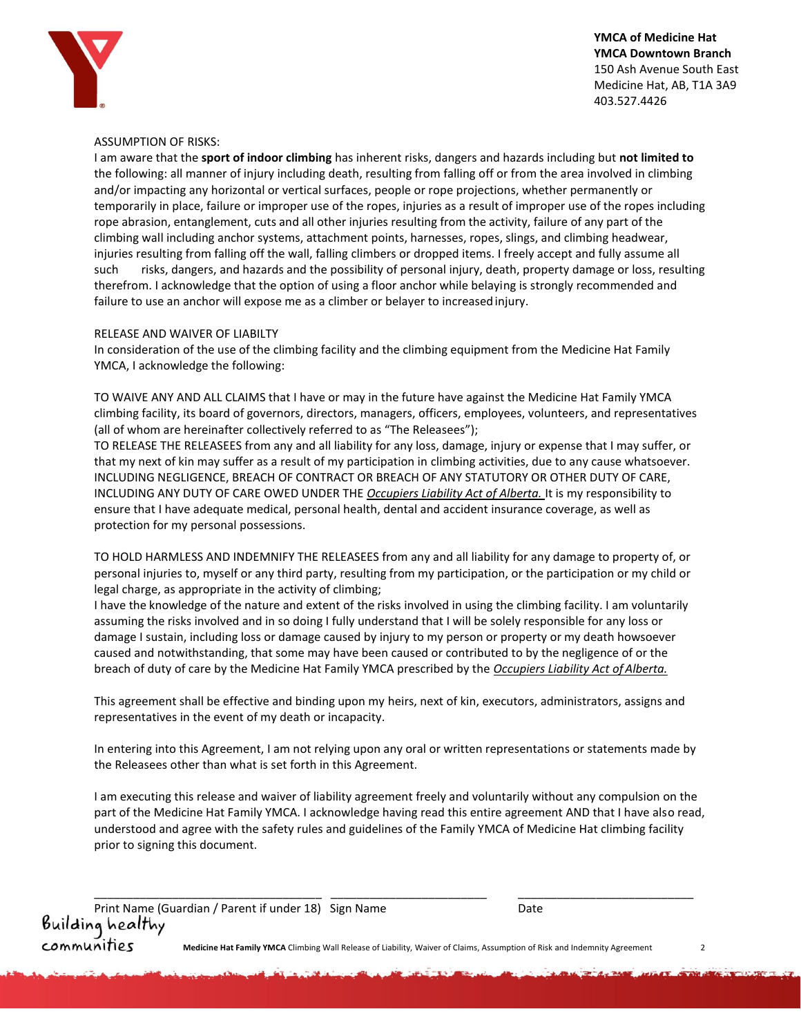YMCA of Medicine Hat
YMCA Downtown Branch
150 Ash Avenue South East
Medicine Hat, AB, T1A 3A9
403.527.4426

ASSUMPTION OF RISKS:

I am aware that the **sport of indoor climbing** has inherent risks, dangers and hazards including but **not limited to** the following: all manner of injury including death, resulting from falling off or from the area involved in climbing and/or impacting any horizontal or vertical surfaces, people or rope projections, whether permanently or temporarily in place, failure or improper use of the ropes, injuries as a result of improper use of the ropes including rope abrasion, entanglement, cuts and all other injuries resulting from the activity, failure of any part of the climbing wall including anchor systems, attachment points, harnesses, ropes, slings, and climbing headwear, injuries resulting from falling off the wall, falling climbers or dropped items. I freely accept and fully assume all such risks, dangers, and hazards and the possibility of personal injury, death, property damage or loss, resulting therefrom. I acknowledge that the option of using a floor anchor while belaying is strongly recommended and failure to use an anchor will expose me as a climber or belayer to increased injury.

RELEASE AND WAIVER OF LIABILTY

In consideration of the use of the climbing facility and the climbing equipment from the Medicine Hat Family YMCA, I acknowledge the following:

TO WAIVE ANY AND ALL CLAIMS that I have or may in the future have against the Medicine Hat Family YMCA climbing facility, its board of governors, directors, managers, officers, employees, volunteers, and representatives (all of whom are hereinafter collectively referred to as "The Releasees");

TO RELEASE THE RELEASEES from any and all liability for any loss, damage, injury or expense that I may suffer, or that my next of kin may suffer as a result of my participation in climbing activities, due to any cause whatsoever. INCLUDING NEGLIGENCE, BREACH OF CONTRACT OR BREACH OF ANY STATUTORY OR OTHER DUTY OF CARE, INCLUDING ANY DUTY OF CARE OWED UNDER THE *Occupiers Liability Act of Alberta.* It is my responsibility to ensure that I have adequate medical, personal health, dental and accident insurance coverage, as well as protection for my personal possessions.

TO HOLD HARMLESS AND INDEMNIFY THE RELEASEES from any and all liability for any damage to property of, or personal injuries to, myself or any third party, resulting from my participation, or the participation or my child or legal charge, as appropriate in the activity of climbing;

I have the knowledge of the nature and extent of the risks involved in using the climbing facility. I am voluntarily assuming the risks involved and in so doing I fully understand that I will be solely responsible for any loss or damage I sustain, including loss or damage caused by injury to my person or property or my death howsoever caused and notwithstanding, that some may have been caused or contributed to by the negligence of or the breach of duty of care by the Medicine Hat Family YMCA prescribed by the *Occupiers Liability Act of Alberta.*

This agreement shall be effective and binding upon my heirs, next of kin, executors, administrators, assigns and representatives in the event of my death or incapacity.

In entering into this Agreement, I am not relying upon any oral or written representations or statements made by the Releasees other than what is set forth in this Agreement.

I am executing this release and waiver of liability agreement freely and voluntarily without any compulsion on the part of the Medicine Hat Family YMCA. I acknowledge having read this entire agreement AND that I have also read, understood and agree with the safety rules and guidelines of the Family YMCA of Medicine Hat climbing facility prior to signing this document.

| ______________________________ | ______________________________ | ______________________________ |
|---|---|---|
| Print Name (Guardian / Parent if under 18) | Sign Name | Date |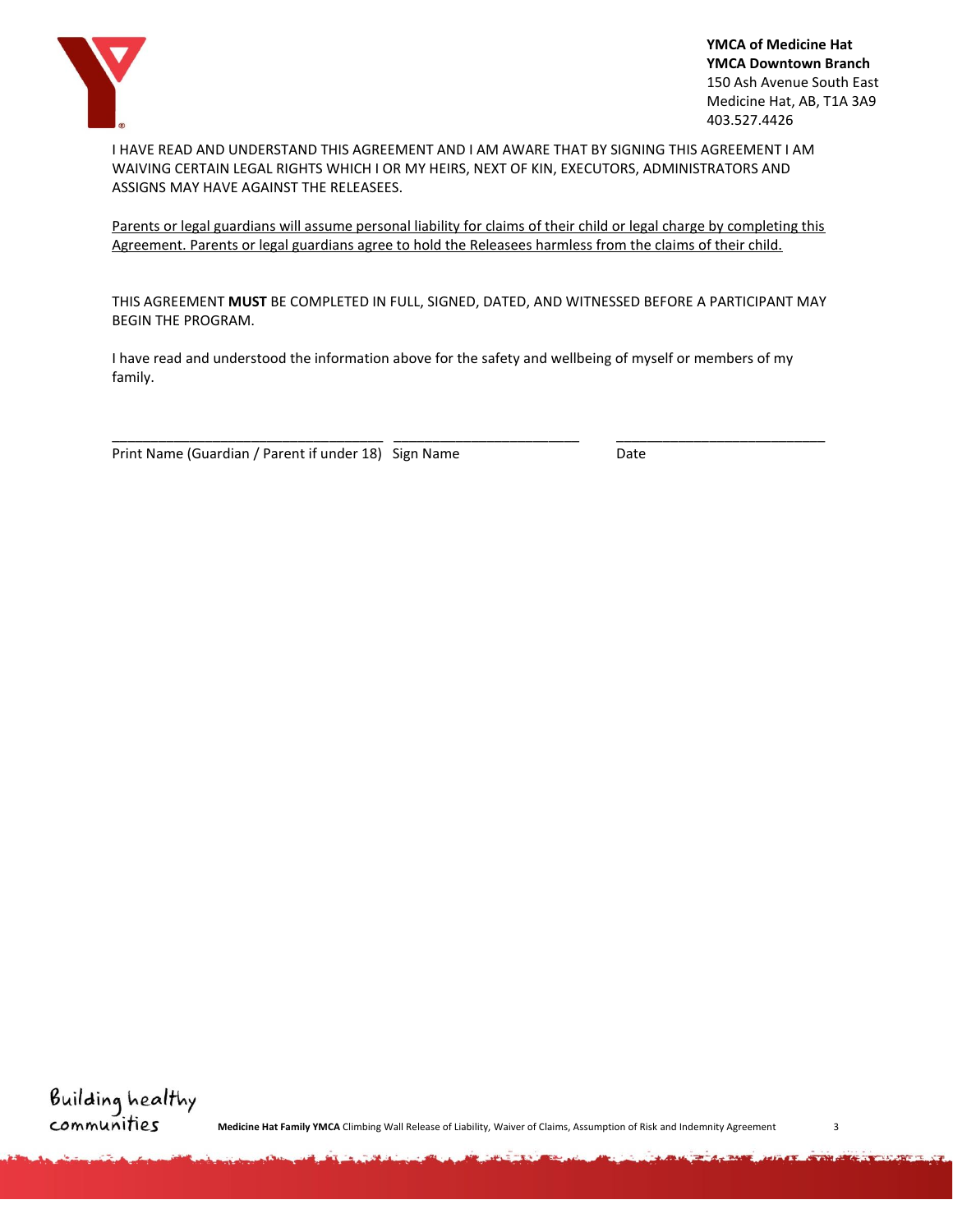I HAVE READ AND UNDERSTAND THIS AGREEMENT AND I AM AWARE THAT BY SIGNING THIS AGREEMENT I AM WAIVING CERTAIN LEGAL RIGHTS WHICH I OR MY HEIRS, NEXT OF KIN, EXECUTORS, ADMINISTRATORS AND ASSIGNS MAY HAVE AGAINST THE RELEASEES.

<u>Parents or legal guardians will assume personal liability for claims of their child or legal charge by completing this Agreement. Parents or legal guardians agree to hold the Releasees harmless from the claims of their child.</u>

THIS AGREEMENT **MUST** BE COMPLETED IN FULL, SIGNED, DATED, AND WITNESSED BEFORE A PARTICIPANT MAY BEGIN THE PROGRAM.

I have read and understood the information above for the safety and wellbeing of myself or members of my family.

___________________________________ ________________________ ___________________________

Print Name (Guardian / Parent if under 18) Sign Name Date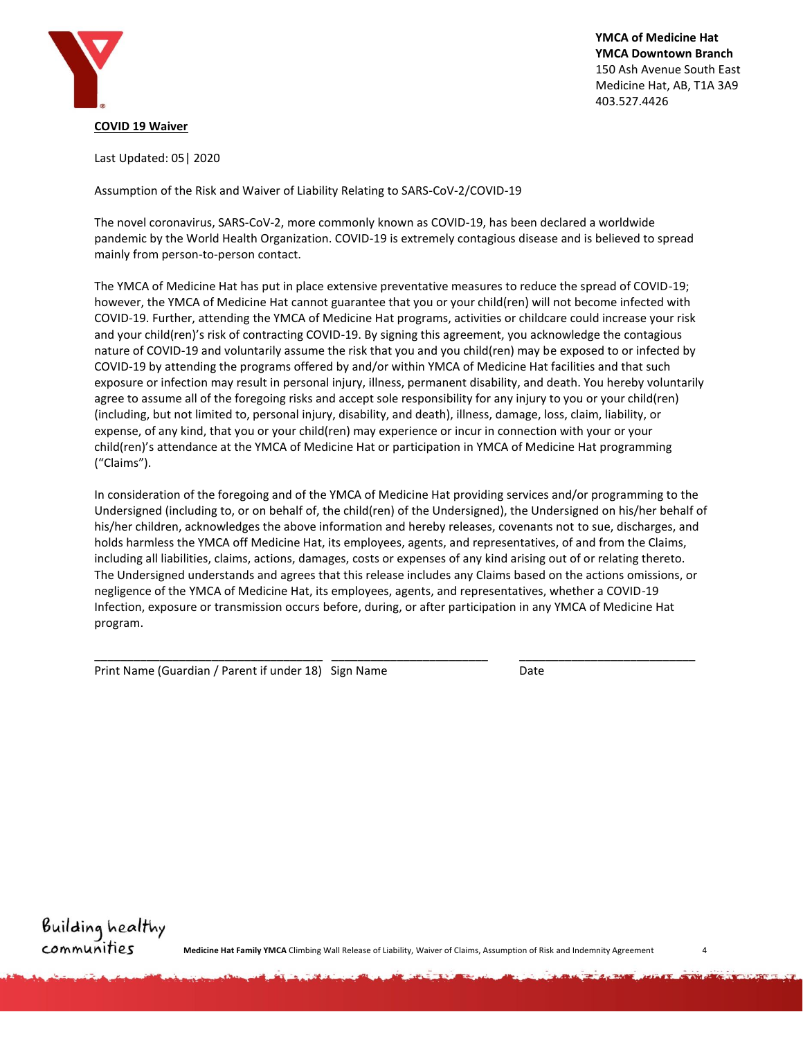**YMCA of Medicine Hat**
**YMCA Downtown Branch**
150 Ash Avenue South East
Medicine Hat, AB, T1A 3A9
403.527.4426

**COVID 19 Waiver**

Last Updated: 05| 2020

Assumption of the Risk and Waiver of Liability Relating to SARS-CoV-2/COVID-19

The novel coronavirus, SARS-CoV-2, more commonly known as COVID-19, has been declared a worldwide pandemic by the World Health Organization. COVID-19 is extremely contagious disease and is believed to spread mainly from person-to-person contact.

The YMCA of Medicine Hat has put in place extensive preventative measures to reduce the spread of COVID-19; however, the YMCA of Medicine Hat cannot guarantee that you or your child(ren) will not become infected with COVID-19. Further, attending the YMCA of Medicine Hat programs, activities or childcare could increase your risk and your child(ren)'s risk of contracting COVID-19. By signing this agreement, you acknowledge the contagious nature of COVID-19 and voluntarily assume the risk that you and you child(ren) may be exposed to or infected by COVID-19 by attending the programs offered by and/or within YMCA of Medicine Hat facilities and that such exposure or infection may result in personal injury, illness, permanent disability, and death. You hereby voluntarily agree to assume all of the foregoing risks and accept sole responsibility for any injury to you or your child(ren) (including, but not limited to, personal injury, disability, and death), illness, damage, loss, claim, liability, or expense, of any kind, that you or your child(ren) may experience or incur in connection with your or your child(ren)'s attendance at the YMCA of Medicine Hat or participation in YMCA of Medicine Hat programming ("Claims").

In consideration of the foregoing and of the YMCA of Medicine Hat providing services and/or programming to the Undersigned (including to, or on behalf of, the child(ren) of the Undersigned), the Undersigned on his/her behalf of his/her children, acknowledges the above information and hereby releases, covenants not to sue, discharges, and holds harmless the YMCA off Medicine Hat, its employees, agents, and representatives, of and from the Claims, including all liabilities, claims, actions, damages, costs or expenses of any kind arising out of or relating thereto. The Undersigned understands and agrees that this release includes any Claims based on the actions omissions, or negligence of the YMCA of Medicine Hat, its employees, agents, and representatives, whether a COVID-19 Infection, exposure or transmission occurs before, during, or after participation in any YMCA of Medicine Hat program.

| | | |
|---|---|---|
| ________________________________ | ________________________ | ________________________ |
| Print Name (Guardian / Parent if under 18) | Sign Name | Date |